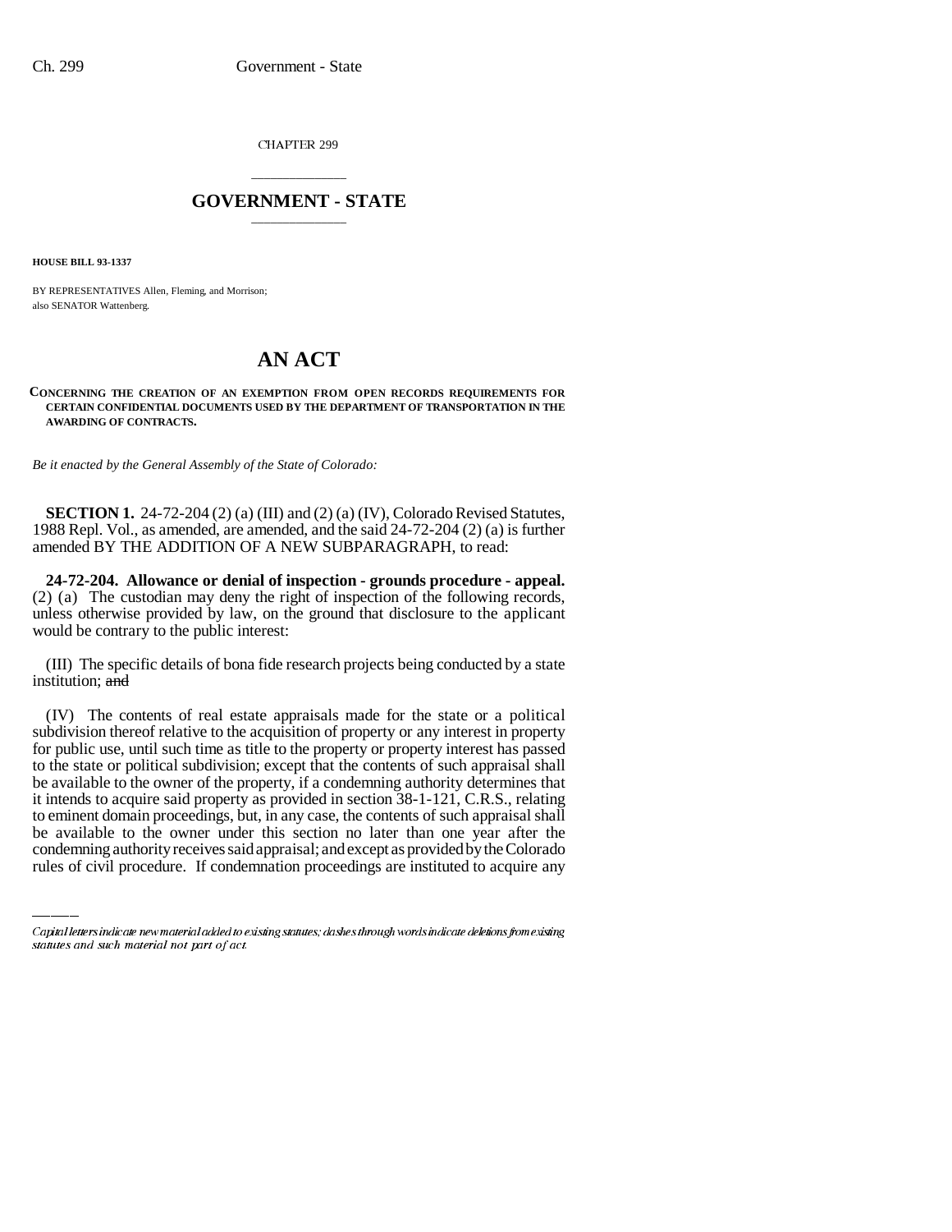CHAPTER 299

## GOVERNMENT - STATE

**HOUSE BILL 93-1337**

BY REPRESENTATIVES Allen, Fleming, and Morrison;
also SENATOR Wattenberg.

# AN ACT

**CONCERNING THE CREATION OF AN EXEMPTION FROM OPEN RECORDS REQUIREMENTS FOR CERTAIN CONFIDENTIAL DOCUMENTS USED BY THE DEPARTMENT OF TRANSPORTATION IN THE AWARDING OF CONTRACTS.**

*Be it enacted by the General Assembly of the State of Colorado:*

**SECTION 1.** 24-72-204 (2) (a) (III) and (2) (a) (IV), Colorado Revised Statutes, 1988 Repl. Vol., as amended, are amended, and the said 24-72-204 (2) (a) is further amended BY THE ADDITION OF A NEW SUBPARAGRAPH, to read:

**24-72-204. Allowance or denial of inspection - grounds procedure - appeal.** (2) (a) The custodian may deny the right of inspection of the following records, unless otherwise provided by law, on the ground that disclosure to the applicant would be contrary to the public interest:

(III) The specific details of bona fide research projects being conducted by a state institution; ~~and~~

(IV) The contents of real estate appraisals made for the state or a political subdivision thereof relative to the acquisition of property or any interest in property for public use, until such time as title to the property or property interest has passed to the state or political subdivision; except that the contents of such appraisal shall be available to the owner of the property, if a condemning authority determines that it intends to acquire said property as provided in section 38-1-121, C.R.S., relating to eminent domain proceedings, but, in any case, the contents of such appraisal shall be available to the owner under this section no later than one year after the condemning authority receives said appraisal; and except as provided by the Colorado rules of civil procedure. If condemnation proceedings are instituted to acquire any

Capital letters indicate new material added to existing statutes; dashes through words indicate deletions from existing statutes and such material not part of act.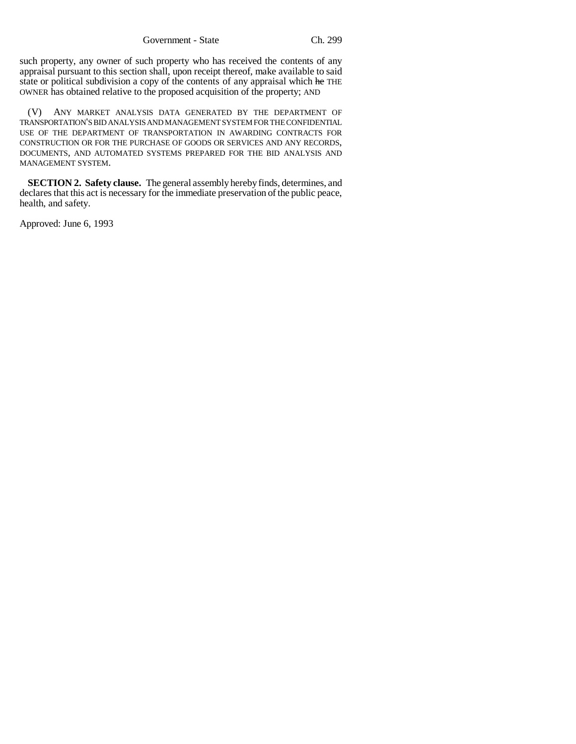such property, any owner of such property who has received the contents of any appraisal pursuant to this section shall, upon receipt thereof, make available to said state or political subdivision a copy of the contents of any appraisal which ~~he~~ THE OWNER has obtained relative to the proposed acquisition of the property; AND

(V) ANY MARKET ANALYSIS DATA GENERATED BY THE DEPARTMENT OF TRANSPORTATION'S BID ANALYSIS AND MANAGEMENT SYSTEM FOR THE CONFIDENTIAL USE OF THE DEPARTMENT OF TRANSPORTATION IN AWARDING CONTRACTS FOR CONSTRUCTION OR FOR THE PURCHASE OF GOODS OR SERVICES AND ANY RECORDS, DOCUMENTS, AND AUTOMATED SYSTEMS PREPARED FOR THE BID ANALYSIS AND MANAGEMENT SYSTEM.

**SECTION 2. Safety clause.** The general assembly hereby finds, determines, and declares that this act is necessary for the immediate preservation of the public peace, health, and safety.

Approved: June 6, 1993